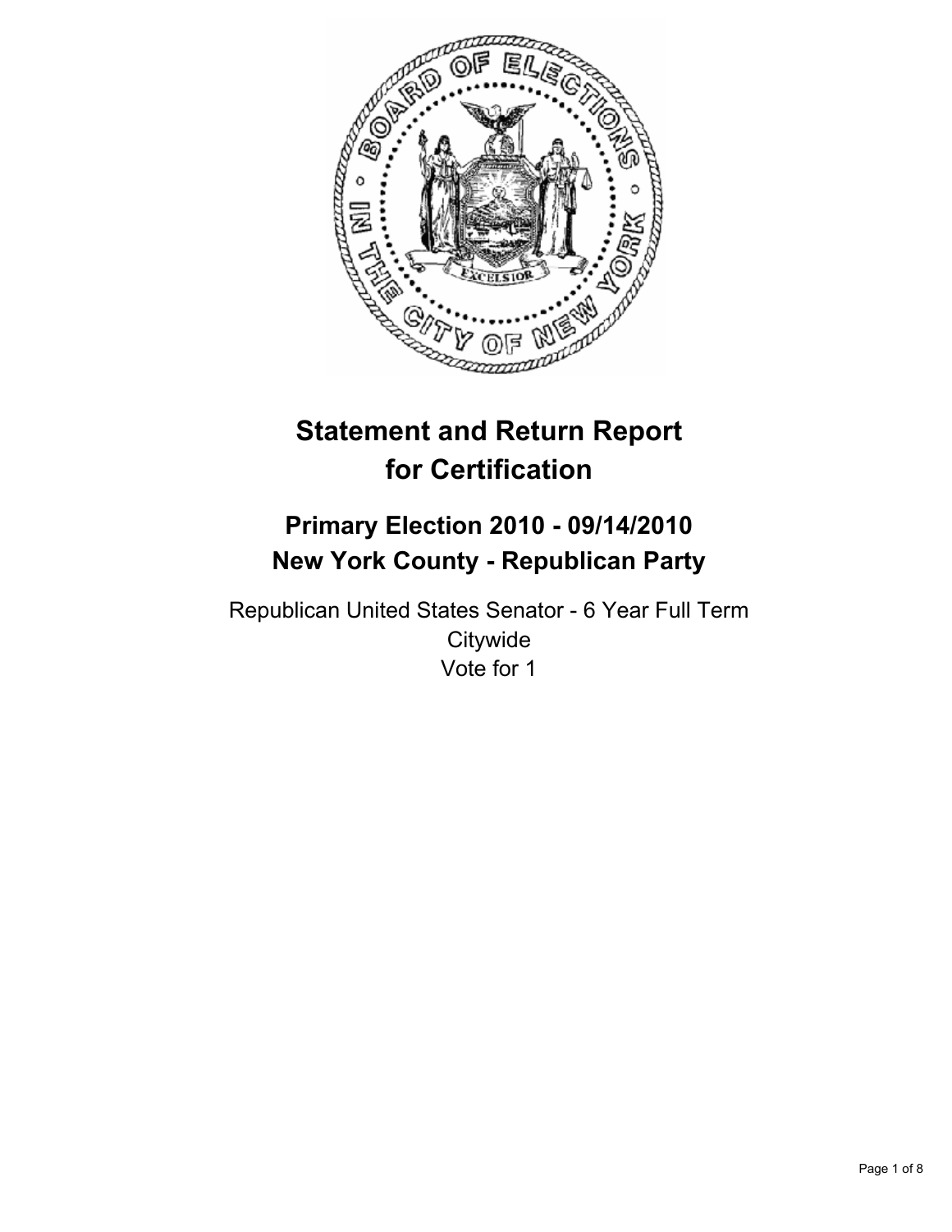# Statement and Return Report for Certification

## Primary Election 2010 - 09/14/2010
## New York County - Republican Party

Republican United States Senator - 6 Year Full Term
Citywide
Vote for 1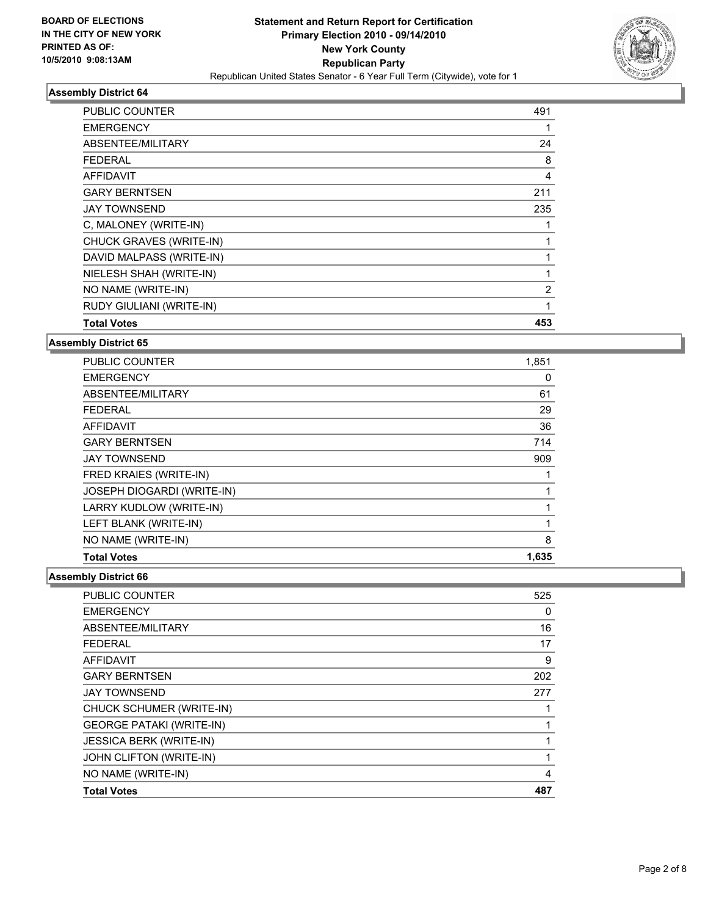**BOARD OF ELECTIONS**
**IN THE CITY OF NEW YORK**
**PRINTED AS OF:**
**10/5/2010 9:08:13AM**

**Statement and Return Report for Certification**
**Primary Election 2010 - 09/14/2010**
**New York County**
**Republican Party**
Republican United States Senator - 6 Year Full Term (Citywide), vote for 1

### Assembly District 64

| | |
|---|---|
| PUBLIC COUNTER | 491 |
| EMERGENCY | 1 |
| ABSENTEE/MILITARY | 24 |
| FEDERAL | 8 |
| AFFIDAVIT | 4 |
| GARY BERNTSEN | 211 |
| JAY TOWNSEND | 235 |
| C, MALONEY (WRITE-IN) | 1 |
| CHUCK GRAVES (WRITE-IN) | 1 |
| DAVID MALPASS (WRITE-IN) | 1 |
| NIELESH SHAH (WRITE-IN) | 1 |
| NO NAME (WRITE-IN) | 2 |
| RUDY GIULIANI (WRITE-IN) | 1 |
| **Total Votes** | **453** |

### Assembly District 65

| | |
|---|---|
| PUBLIC COUNTER | 1,851 |
| EMERGENCY | 0 |
| ABSENTEE/MILITARY | 61 |
| FEDERAL | 29 |
| AFFIDAVIT | 36 |
| GARY BERNTSEN | 714 |
| JAY TOWNSEND | 909 |
| FRED KRAIES (WRITE-IN) | 1 |
| JOSEPH DIOGARDI (WRITE-IN) | 1 |
| LARRY KUDLOW (WRITE-IN) | 1 |
| LEFT BLANK (WRITE-IN) | 1 |
| NO NAME (WRITE-IN) | 8 |
| **Total Votes** | **1,635** |

### Assembly District 66

| | |
|---|---|
| PUBLIC COUNTER | 525 |
| EMERGENCY | 0 |
| ABSENTEE/MILITARY | 16 |
| FEDERAL | 17 |
| AFFIDAVIT | 9 |
| GARY BERNTSEN | 202 |
| JAY TOWNSEND | 277 |
| CHUCK SCHUMER (WRITE-IN) | 1 |
| GEORGE PATAKI (WRITE-IN) | 1 |
| JESSICA BERK (WRITE-IN) | 1 |
| JOHN CLIFTON (WRITE-IN) | 1 |
| NO NAME (WRITE-IN) | 4 |
| **Total Votes** | **487** |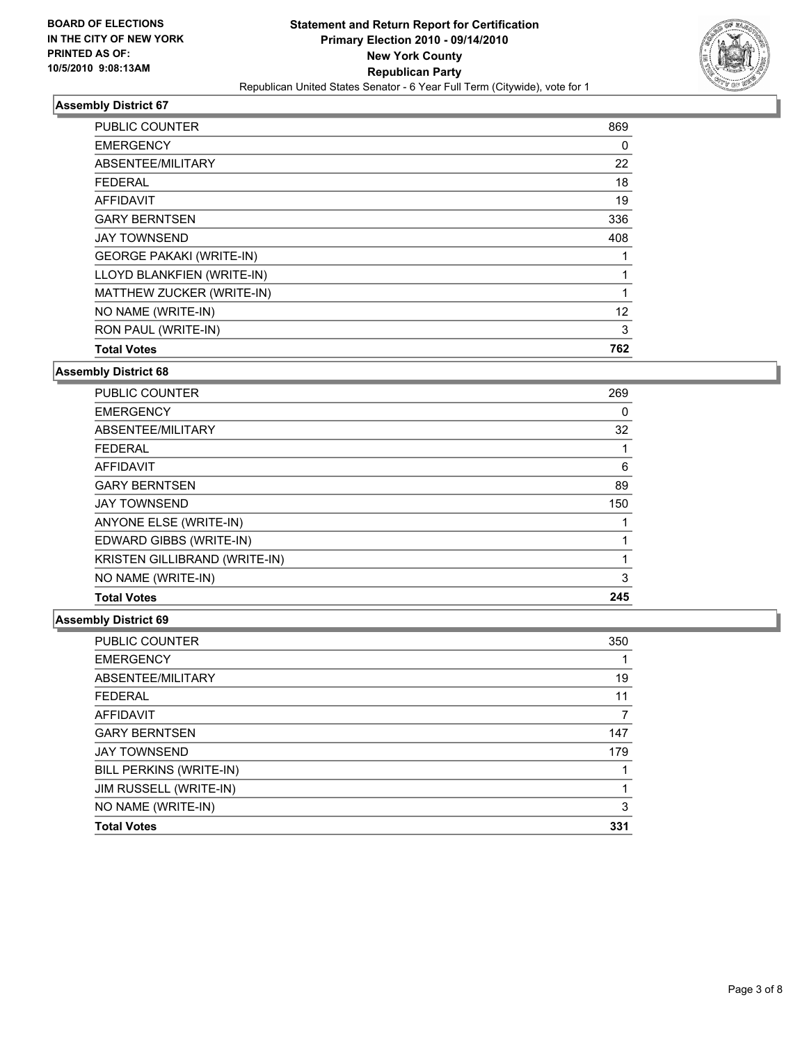**BOARD OF ELECTIONS**
**IN THE CITY OF NEW YORK**
**PRINTED AS OF:**
**10/5/2010 9:08:13AM**

# Statement and Return Report for Certification
## Primary Election 2010 - 09/14/2010
## New York County
## Republican Party
Republican United States Senator - 6 Year Full Term (Citywide), vote for 1

### Assembly District 67

| | |
|---|---|
| PUBLIC COUNTER | 869 |
| EMERGENCY | 0 |
| ABSENTEE/MILITARY | 22 |
| FEDERAL | 18 |
| AFFIDAVIT | 19 |
| GARY BERNTSEN | 336 |
| JAY TOWNSEND | 408 |
| GEORGE PAKAKI (WRITE-IN) | 1 |
| LLOYD BLANKFIEN (WRITE-IN) | 1 |
| MATTHEW ZUCKER (WRITE-IN) | 1 |
| NO NAME (WRITE-IN) | 12 |
| RON PAUL (WRITE-IN) | 3 |
| **Total Votes** | **762** |

### Assembly District 68

| | |
|---|---|
| PUBLIC COUNTER | 269 |
| EMERGENCY | 0 |
| ABSENTEE/MILITARY | 32 |
| FEDERAL | 1 |
| AFFIDAVIT | 6 |
| GARY BERNTSEN | 89 |
| JAY TOWNSEND | 150 |
| ANYONE ELSE (WRITE-IN) | 1 |
| EDWARD GIBBS (WRITE-IN) | 1 |
| KRISTEN GILLIBRAND (WRITE-IN) | 1 |
| NO NAME (WRITE-IN) | 3 |
| **Total Votes** | **245** |

### Assembly District 69

| | |
|---|---|
| PUBLIC COUNTER | 350 |
| EMERGENCY | 1 |
| ABSENTEE/MILITARY | 19 |
| FEDERAL | 11 |
| AFFIDAVIT | 7 |
| GARY BERNTSEN | 147 |
| JAY TOWNSEND | 179 |
| BILL PERKINS (WRITE-IN) | 1 |
| JIM RUSSELL (WRITE-IN) | 1 |
| NO NAME (WRITE-IN) | 3 |
| **Total Votes** | **331** |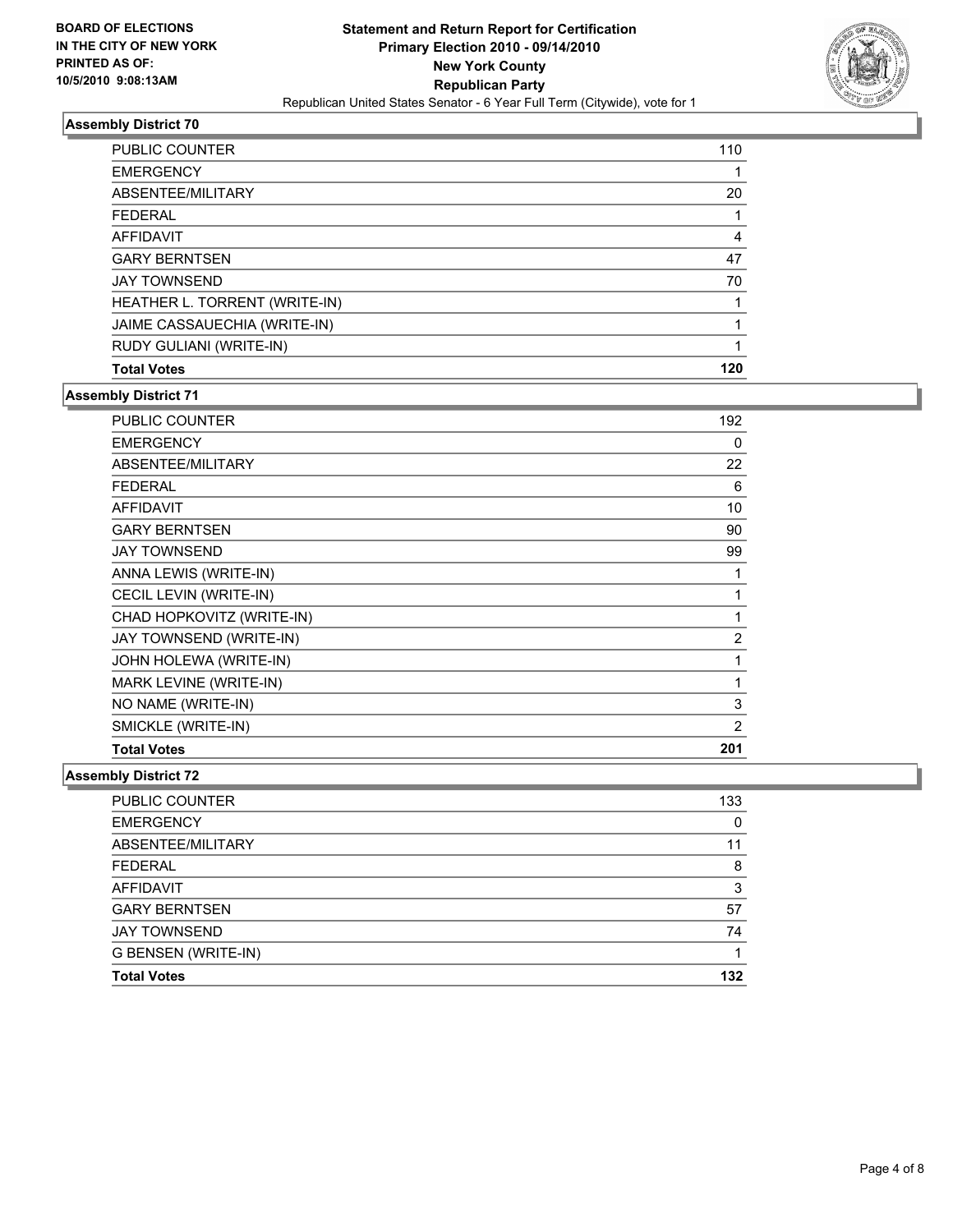BOARD OF ELECTIONS
IN THE CITY OF NEW YORK
PRINTED AS OF:
10/5/2010 9:08:13AM

**Statement and Return Report for Certification**
**Primary Election 2010 - 09/14/2010**
**New York County**
**Republican Party**
Republican United States Senator - 6 Year Full Term (Citywide), vote for 1

### Assembly District 70

| | |
|---|---|
| PUBLIC COUNTER | 110 |
| EMERGENCY | 1 |
| ABSENTEE/MILITARY | 20 |
| FEDERAL | 1 |
| AFFIDAVIT | 4 |
| GARY BERNTSEN | 47 |
| JAY TOWNSEND | 70 |
| HEATHER L. TORRENT (WRITE-IN) | 1 |
| JAIME CASSAUECHIA (WRITE-IN) | 1 |
| RUDY GULIANI (WRITE-IN) | 1 |
| **Total Votes** | **120** |

### Assembly District 71

| | |
|---|---|
| PUBLIC COUNTER | 192 |
| EMERGENCY | 0 |
| ABSENTEE/MILITARY | 22 |
| FEDERAL | 6 |
| AFFIDAVIT | 10 |
| GARY BERNTSEN | 90 |
| JAY TOWNSEND | 99 |
| ANNA LEWIS (WRITE-IN) | 1 |
| CECIL LEVIN (WRITE-IN) | 1 |
| CHAD HOPKOVITZ (WRITE-IN) | 1 |
| JAY TOWNSEND (WRITE-IN) | 2 |
| JOHN HOLEWA (WRITE-IN) | 1 |
| MARK LEVINE (WRITE-IN) | 1 |
| NO NAME (WRITE-IN) | 3 |
| SMICKLE (WRITE-IN) | 2 |
| **Total Votes** | **201** |

### Assembly District 72

| | |
|---|---|
| PUBLIC COUNTER | 133 |
| EMERGENCY | 0 |
| ABSENTEE/MILITARY | 11 |
| FEDERAL | 8 |
| AFFIDAVIT | 3 |
| GARY BERNTSEN | 57 |
| JAY TOWNSEND | 74 |
| G BENSEN (WRITE-IN) | 1 |
| **Total Votes** | **132** |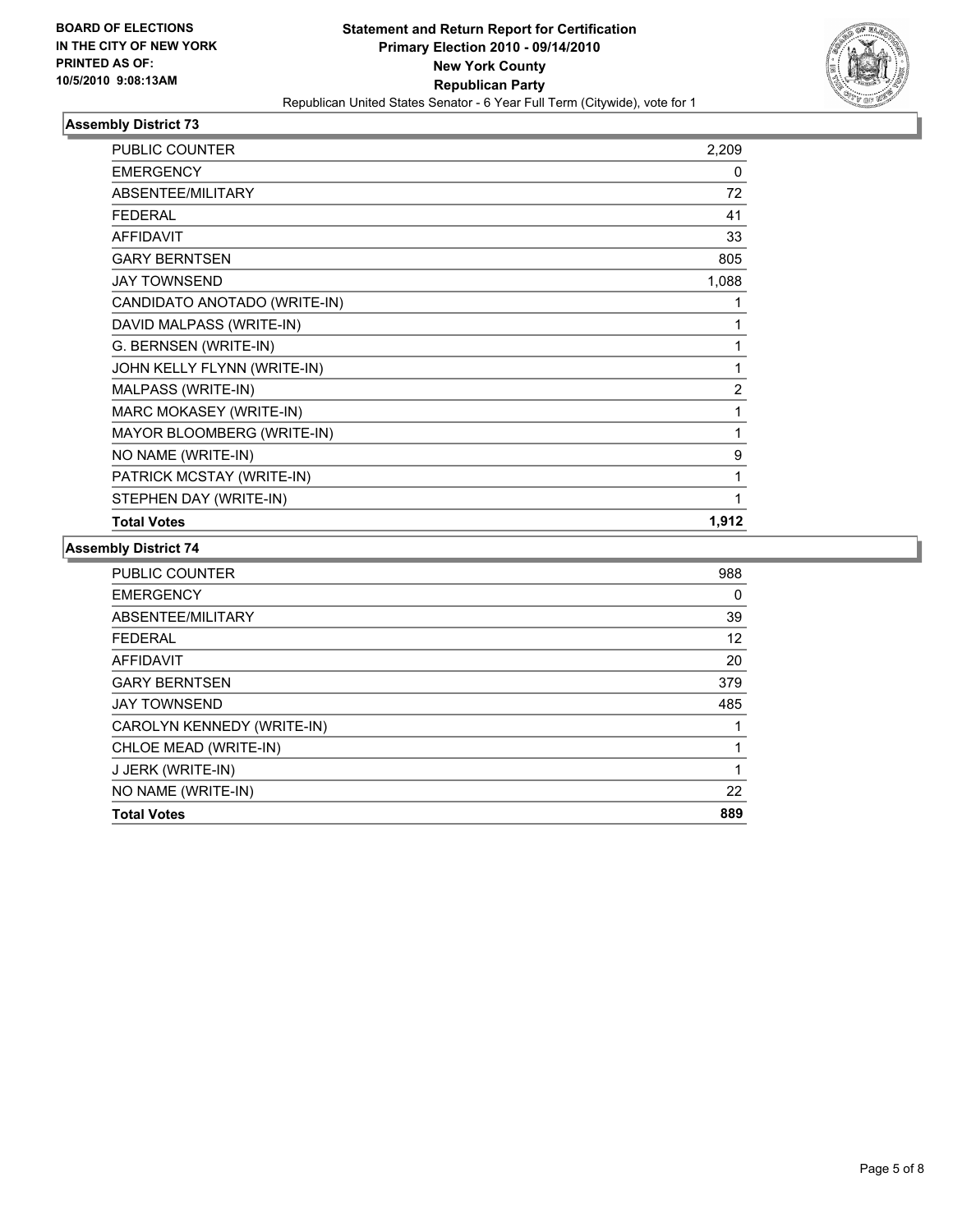**BOARD OF ELECTIONS IN THE CITY OF NEW YORK PRINTED AS OF: 10/5/2010 9:08:13AM**

**Statement and Return Report for Certification Primary Election 2010 - 09/14/2010 New York County Republican Party**

Republican United States Senator - 6 Year Full Term (Citywide), vote for 1

### Assembly District 73

| | |
|---|---|
| PUBLIC COUNTER | 2,209 |
| EMERGENCY | 0 |
| ABSENTEE/MILITARY | 72 |
| FEDERAL | 41 |
| AFFIDAVIT | 33 |
| GARY BERNTSEN | 805 |
| JAY TOWNSEND | 1,088 |
| CANDIDATO ANOTADO (WRITE-IN) | 1 |
| DAVID MALPASS (WRITE-IN) | 1 |
| G. BERNSEN (WRITE-IN) | 1 |
| JOHN KELLY FLYNN (WRITE-IN) | 1 |
| MALPASS (WRITE-IN) | 2 |
| MARC MOKASEY (WRITE-IN) | 1 |
| MAYOR BLOOMBERG (WRITE-IN) | 1 |
| NO NAME (WRITE-IN) | 9 |
| PATRICK MCSTAY (WRITE-IN) | 1 |
| STEPHEN DAY (WRITE-IN) | 1 |
| **Total Votes** | **1,912** |

### Assembly District 74

| | |
|---|---|
| PUBLIC COUNTER | 988 |
| EMERGENCY | 0 |
| ABSENTEE/MILITARY | 39 |
| FEDERAL | 12 |
| AFFIDAVIT | 20 |
| GARY BERNTSEN | 379 |
| JAY TOWNSEND | 485 |
| CAROLYN KENNEDY (WRITE-IN) | 1 |
| CHLOE MEAD (WRITE-IN) | 1 |
| J JERK (WRITE-IN) | 1 |
| NO NAME (WRITE-IN) | 22 |
| **Total Votes** | **889** |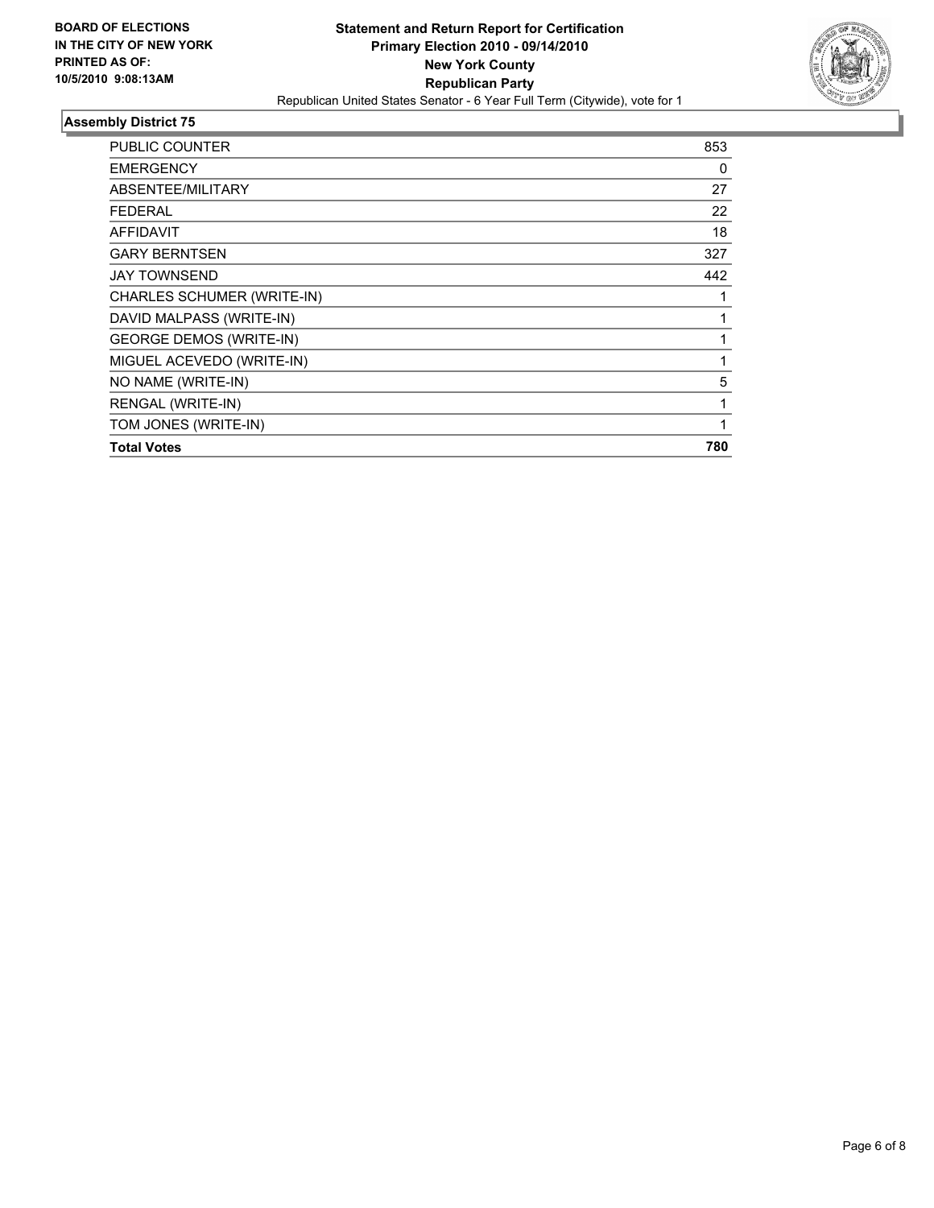**BOARD OF ELECTIONS IN THE CITY OF NEW YORK PRINTED AS OF: 10/5/2010 9:08:13AM**

**Statement and Return Report for Certification**
**Primary Election 2010 - 09/14/2010**
**New York County**
**Republican Party**
Republican United States Senator - 6 Year Full Term (Citywide), vote for 1

## Assembly District 75

| | |
|---|---|
| PUBLIC COUNTER | 853 |
| EMERGENCY | 0 |
| ABSENTEE/MILITARY | 27 |
| FEDERAL | 22 |
| AFFIDAVIT | 18 |
| GARY BERNTSEN | 327 |
| JAY TOWNSEND | 442 |
| CHARLES SCHUMER (WRITE-IN) | 1 |
| DAVID MALPASS (WRITE-IN) | 1 |
| GEORGE DEMOS (WRITE-IN) | 1 |
| MIGUEL ACEVEDO (WRITE-IN) | 1 |
| NO NAME (WRITE-IN) | 5 |
| RENGAL (WRITE-IN) | 1 |
| TOM JONES (WRITE-IN) | 1 |
| **Total Votes** | **780** |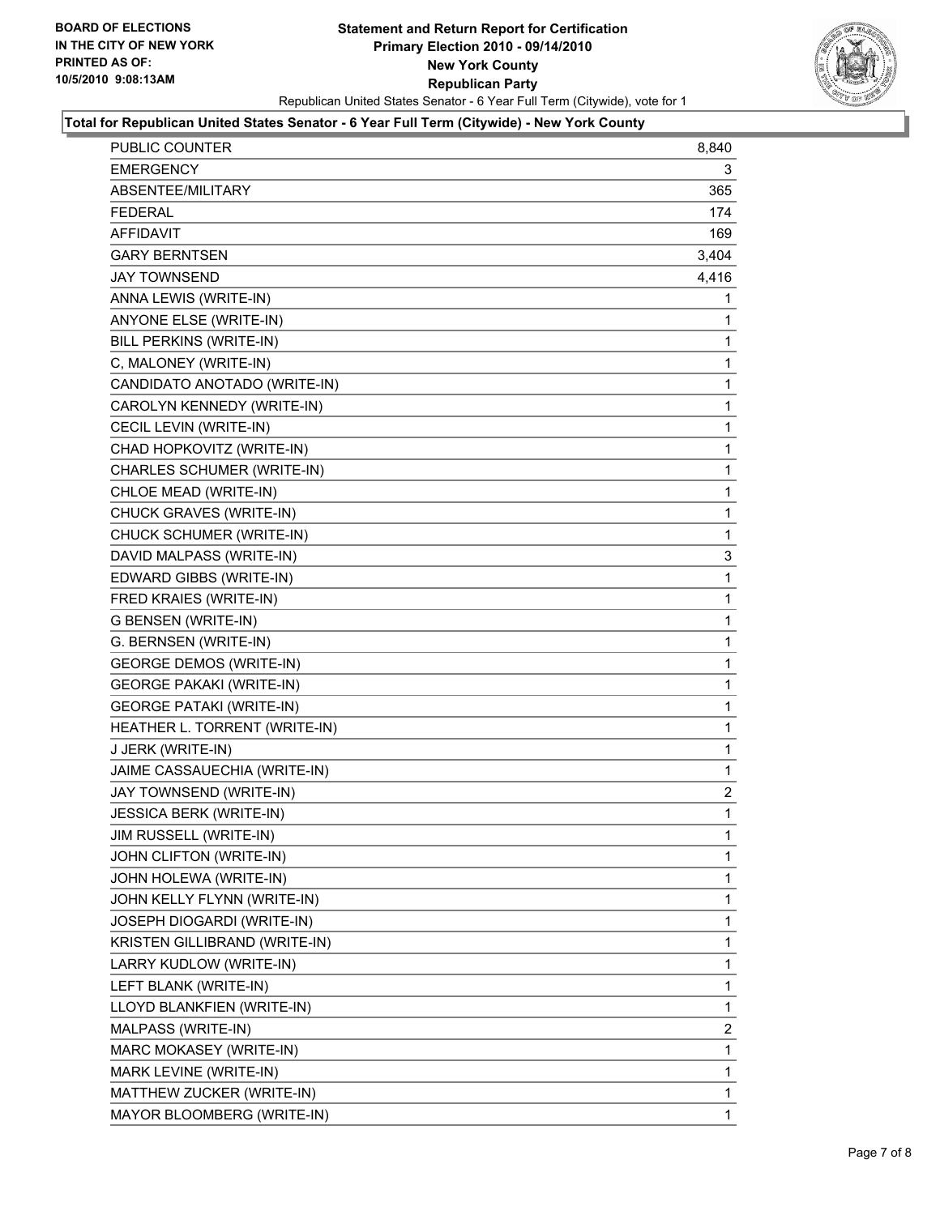**BOARD OF ELECTIONS**
**IN THE CITY OF NEW YORK**
**PRINTED AS OF:**
**10/5/2010 9:08:13AM**

# Statement and Return Report for Certification
## Primary Election 2010 - 09/14/2010
## New York County
## Republican Party

Republican United States Senator - 6 Year Full Term (Citywide), vote for 1

### Total for Republican United States Senator - 6 Year Full Term (Citywide) - New York County

| | |
|---|---|
| PUBLIC COUNTER | 8,840 |
| EMERGENCY | 3 |
| ABSENTEE/MILITARY | 365 |
| FEDERAL | 174 |
| AFFIDAVIT | 169 |
| GARY BERNTSEN | 3,404 |
| JAY TOWNSEND | 4,416 |
| ANNA LEWIS (WRITE-IN) | 1 |
| ANYONE ELSE (WRITE-IN) | 1 |
| BILL PERKINS (WRITE-IN) | 1 |
| C, MALONEY (WRITE-IN) | 1 |
| CANDIDATO ANOTADO (WRITE-IN) | 1 |
| CAROLYN KENNEDY (WRITE-IN) | 1 |
| CECIL LEVIN (WRITE-IN) | 1 |
| CHAD HOPKOVITZ (WRITE-IN) | 1 |
| CHARLES SCHUMER (WRITE-IN) | 1 |
| CHLOE MEAD (WRITE-IN) | 1 |
| CHUCK GRAVES (WRITE-IN) | 1 |
| CHUCK SCHUMER (WRITE-IN) | 1 |
| DAVID MALPASS (WRITE-IN) | 3 |
| EDWARD GIBBS (WRITE-IN) | 1 |
| FRED KRAIES (WRITE-IN) | 1 |
| G BENSEN (WRITE-IN) | 1 |
| G. BERNSEN (WRITE-IN) | 1 |
| GEORGE DEMOS (WRITE-IN) | 1 |
| GEORGE PAKAKI (WRITE-IN) | 1 |
| GEORGE PATAKI (WRITE-IN) | 1 |
| HEATHER L. TORRENT (WRITE-IN) | 1 |
| J JERK (WRITE-IN) | 1 |
| JAIME CASSAUECHIA (WRITE-IN) | 1 |
| JAY TOWNSEND (WRITE-IN) | 2 |
| JESSICA BERK (WRITE-IN) | 1 |
| JIM RUSSELL (WRITE-IN) | 1 |
| JOHN CLIFTON (WRITE-IN) | 1 |
| JOHN HOLEWA (WRITE-IN) | 1 |
| JOHN KELLY FLYNN (WRITE-IN) | 1 |
| JOSEPH DIOGARDI (WRITE-IN) | 1 |
| KRISTEN GILLIBRAND (WRITE-IN) | 1 |
| LARRY KUDLOW (WRITE-IN) | 1 |
| LEFT BLANK (WRITE-IN) | 1 |
| LLOYD BLANKFIEN (WRITE-IN) | 1 |
| MALPASS (WRITE-IN) | 2 |
| MARC MOKASEY (WRITE-IN) | 1 |
| MARK LEVINE (WRITE-IN) | 1 |
| MATTHEW ZUCKER (WRITE-IN) | 1 |
| MAYOR BLOOMBERG (WRITE-IN) | 1 |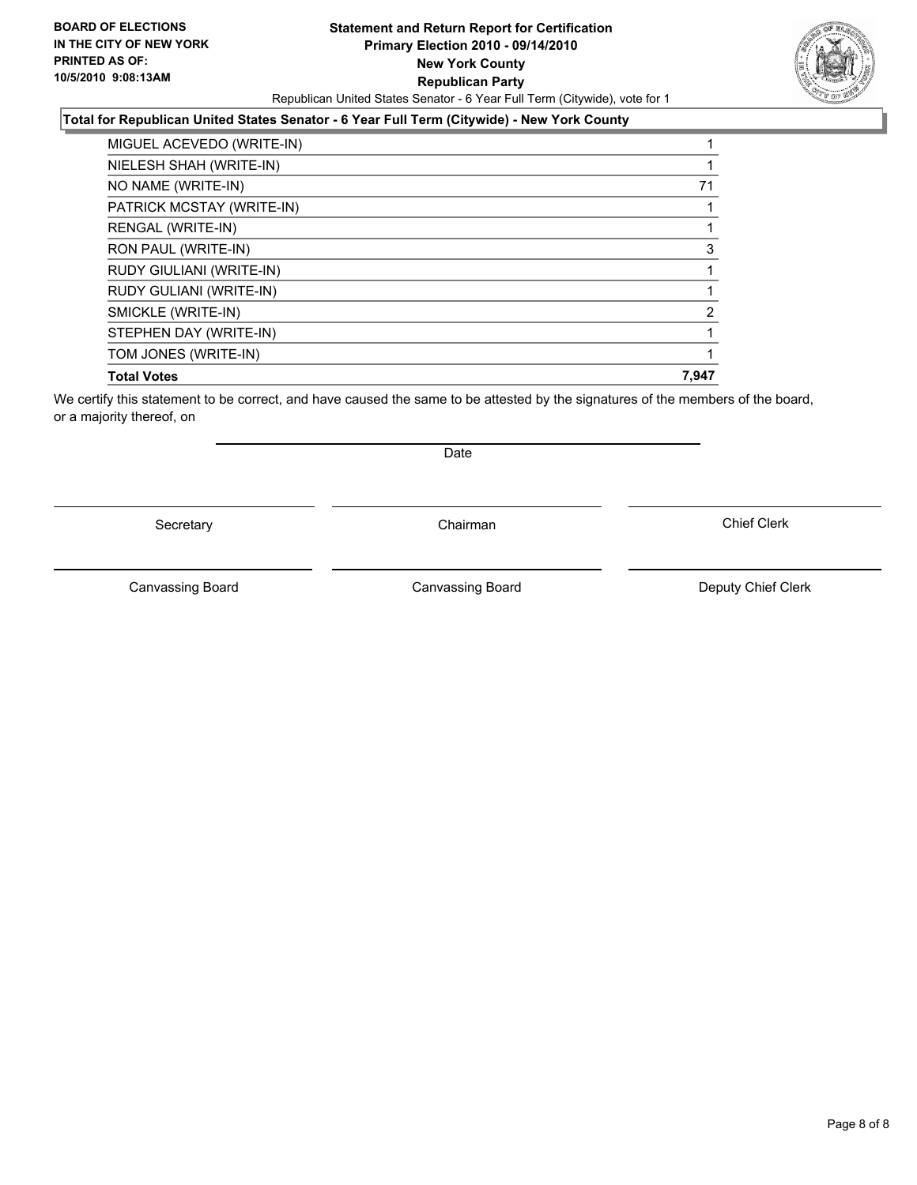**BOARD OF ELECTIONS IN THE CITY OF NEW YORK PRINTED AS OF: 10/5/2010 9:08:13AM**

**Statement and Return Report for Certification**
**Primary Election 2010 - 09/14/2010**
**New York County**
**Republican Party**

Republican United States Senator - 6 Year Full Term (Citywide), vote for 1

**Total for Republican United States Senator - 6 Year Full Term (Citywide) - New York County**

| | |
|---|---|
| MIGUEL ACEVEDO (WRITE-IN) | 1 |
| NIELESH SHAH (WRITE-IN) | 1 |
| NO NAME (WRITE-IN) | 71 |
| PATRICK MCSTAY (WRITE-IN) | 1 |
| RENGAL (WRITE-IN) | 1 |
| RON PAUL (WRITE-IN) | 3 |
| RUDY GIULIANI (WRITE-IN) | 1 |
| RUDY GULIANI (WRITE-IN) | 1 |
| SMICKLE (WRITE-IN) | 2 |
| STEPHEN DAY (WRITE-IN) | 1 |
| TOM JONES (WRITE-IN) | 1 |
| **Total Votes** | **7,947** |

We certify this statement to be correct, and have caused the same to be attested by the signatures of the members of the board, or a majority thereof, on

Date

Secretary

Chairman

Chief Clerk

Canvassing Board

Canvassing Board

Deputy Chief Clerk